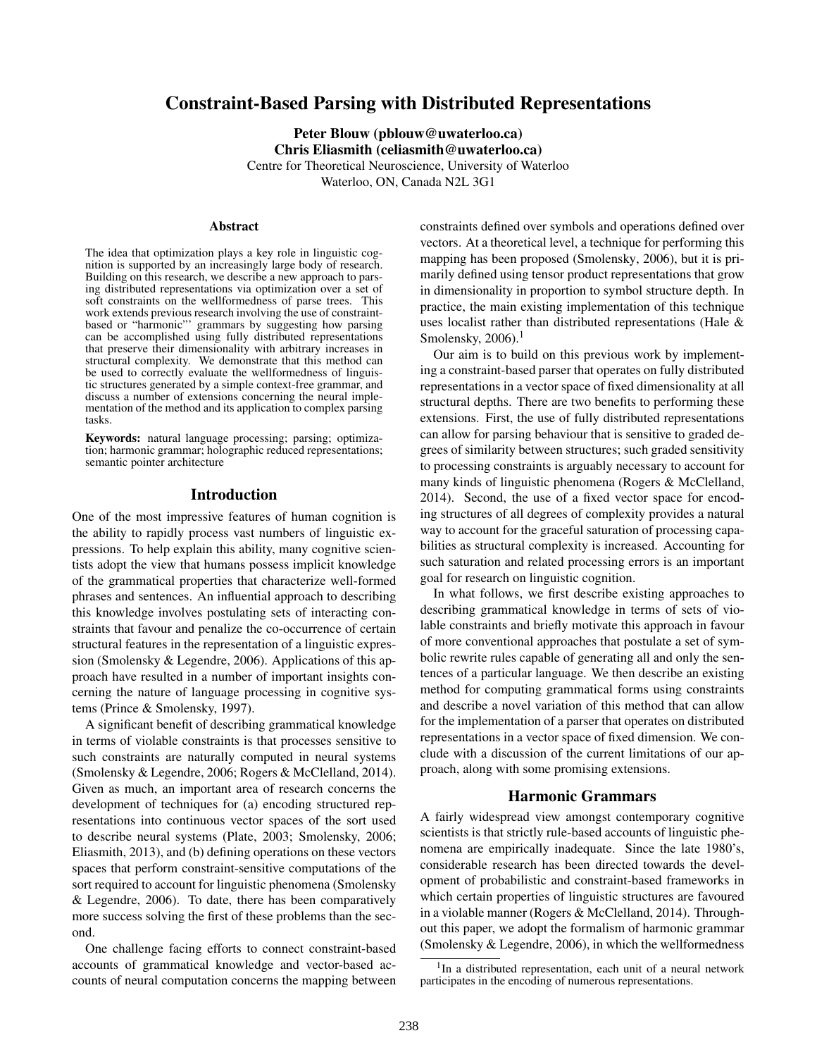# Constraint-Based Parsing with Distributed Representations

**Peter Blouw (pblouw@uwaterloo.ca)**
**Chris Eliasmith (celiasmith@uwaterloo.ca)**
Centre for Theoretical Neuroscience, University of Waterloo
Waterloo, ON, Canada N2L 3G1

## Abstract

The idea that optimization plays a key role in linguistic cognition is supported by an increasingly large body of research. Building on this research, we describe a new approach to parsing distributed representations via optimization over a set of soft constraints on the wellformedness of parse trees. This work extends previous research involving the use of constraint-based or "harmonic"' grammars by suggesting how parsing can be accomplished using fully distributed representations that preserve their dimensionality with arbitrary increases in structural complexity. We demonstrate that this method can be used to correctly evaluate the wellformedness of linguistic structures generated by a simple context-free grammar, and discuss a number of extensions concerning the neural implementation of the method and its application to complex parsing tasks.

**Keywords:** natural language processing; parsing; optimization; harmonic grammar; holographic reduced representations; semantic pointer architecture

## Introduction

One of the most impressive features of human cognition is the ability to rapidly process vast numbers of linguistic expressions. To help explain this ability, many cognitive scientists adopt the view that humans possess implicit knowledge of the grammatical properties that characterize well-formed phrases and sentences. An influential approach to describing this knowledge involves postulating sets of interacting constraints that favour and penalize the co-occurrence of certain structural features in the representation of a linguistic expression (Smolensky & Legendre, 2006). Applications of this approach have resulted in a number of important insights concerning the nature of language processing in cognitive systems (Prince & Smolensky, 1997).

A significant benefit of describing grammatical knowledge in terms of violable constraints is that processes sensitive to such constraints are naturally computed in neural systems (Smolensky & Legendre, 2006; Rogers & McClelland, 2014). Given as much, an important area of research concerns the development of techniques for (a) encoding structured representations into continuous vector spaces of the sort used to describe neural systems (Plate, 2003; Smolensky, 2006; Eliasmith, 2013), and (b) defining operations on these vectors spaces that perform constraint-sensitive computations of the sort required to account for linguistic phenomena (Smolensky & Legendre, 2006). To date, there has been comparatively more success solving the first of these problems than the second.

One challenge facing efforts to connect constraint-based accounts of grammatical knowledge and vector-based accounts of neural computation concerns the mapping between constraints defined over symbols and operations defined over vectors. At a theoretical level, a technique for performing this mapping has been proposed (Smolensky, 2006), but it is primarily defined using tensor product representations that grow in dimensionality in proportion to symbol structure depth. In practice, the main existing implementation of this technique uses localist rather than distributed representations (Hale & Smolensky, 2006).[1]

Our aim is to build on this previous work by implementing a constraint-based parser that operates on fully distributed representations in a vector space of fixed dimensionality at all structural depths. There are two benefits to performing these extensions. First, the use of fully distributed representations can allow for parsing behaviour that is sensitive to graded degrees of similarity between structures; such graded sensitivity to processing constraints is arguably necessary to account for many kinds of linguistic phenomena (Rogers & McClelland, 2014). Second, the use of a fixed vector space for encoding structures of all degrees of complexity provides a natural way to account for the graceful saturation of processing capabilities as structural complexity is increased. Accounting for such saturation and related processing errors is an important goal for research on linguistic cognition.

In what follows, we first describe existing approaches to describing grammatical knowledge in terms of sets of violable constraints and briefly motivate this approach in favour of more conventional approaches that postulate a set of symbolic rewrite rules capable of generating all and only the sentences of a particular language. We then describe an existing method for computing grammatical forms using constraints and describe a novel variation of this method that can allow for the implementation of a parser that operates on distributed representations in a vector space of fixed dimension. We conclude with a discussion of the current limitations of our approach, along with some promising extensions.

## Harmonic Grammars

A fairly widespread view amongst contemporary cognitive scientists is that strictly rule-based accounts of linguistic phenomena are empirically inadequate. Since the late 1980's, considerable research has been directed towards the development of probabilistic and constraint-based frameworks in which certain properties of linguistic structures are favoured in a violable manner (Rogers & McClelland, 2014). Throughout this paper, we adopt the formalism of harmonic grammar (Smolensky & Legendre, 2006), in which the wellformedness

[1] In a distributed representation, each unit of a neural network participates in the encoding of numerous representations.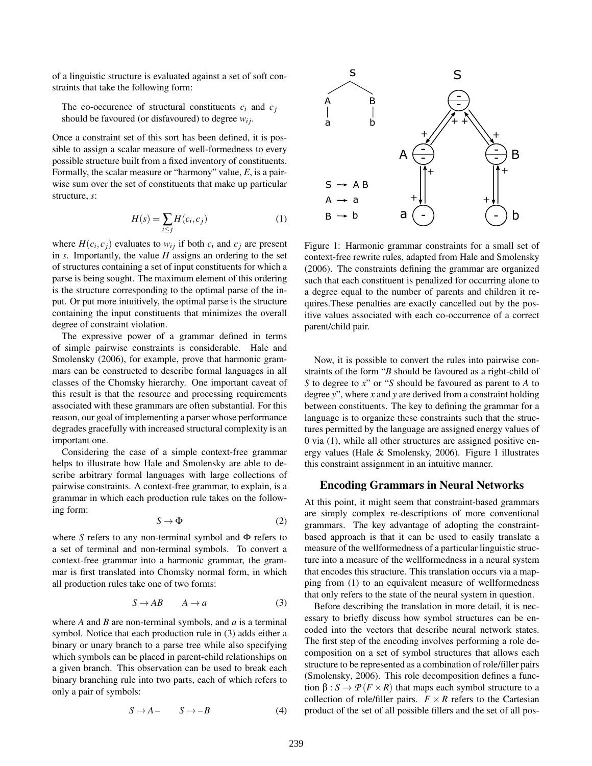of a linguistic structure is evaluated against a set of soft constraints that take the following form:

> The co-occurence of structural constituents $c_i$ and $c_j$ should be favoured (or disfavoured) to degree $w_{ij}$.

Once a constraint set of this sort has been defined, it is possible to assign a scalar measure of well-formedness to every possible structure built from a fixed inventory of constituents. Formally, the scalar measure or "harmony" value, *E*, is a pairwise sum over the set of constituents that make up particular structure, *s*:

$$H(s) = \sum_{i \leq j} H(c_i, c_j) \tag{1}$$

where $H(c_i, c_j)$ evaluates to $w_{ij}$ if both $c_i$ and $c_j$ are present in *s*. Importantly, the value *H* assigns an ordering to the set of structures containing a set of input constituents for which a parse is being sought. The maximum element of this ordering is the structure corresponding to the optimal parse of the input. Or put more intuitively, the optimal parse is the structure containing the input constituents that minimizes the overall degree of constraint violation.

The expressive power of a grammar defined in terms of simple pairwise constraints is considerable. Hale and Smolensky (2006), for example, prove that harmonic grammars can be constructed to describe formal languages in all classes of the Chomsky hierarchy. One important caveat of this result is that the resource and processing requirements associated with these grammars are often substantial. For this reason, our goal of implementing a parser whose performance degrades gracefully with increased structural complexity is an important one.

Considering the case of a simple context-free grammar helps to illustrate how Hale and Smolensky are able to describe arbitrary formal languages with large collections of pairwise constraints. A context-free grammar, to explain, is a grammar in which each production rule takes on the following form:

$$S \rightarrow \Phi \tag{2}$$

where *S* refers to any non-terminal symbol and $\Phi$ refers to a set of terminal and non-terminal symbols. To convert a context-free grammar into a harmonic grammar, the grammar is first translated into Chomsky normal form, in which all production rules take one of two forms:

$$S \rightarrow AB \qquad A \rightarrow a \tag{3}$$

where *A* and *B* are non-terminal symbols, and *a* is a terminal symbol. Notice that each production rule in (3) adds either a binary or unary branch to a parse tree while also specifying which symbols can be placed in parent-child relationships on a given branch. This observation can be used to break each binary branching rule into two parts, each of which refers to only a pair of symbols:

$$S \rightarrow A- \qquad S \rightarrow -B \tag{4}$$

Figure 1: Harmonic grammar constraints for a small set of context-free rewrite rules, adapted from Hale and Smolensky (2006). The constraints defining the grammar are organized such that each constituent is penalized for occurring alone to a degree equal to the number of parents and children it requires. These penalties are exactly cancelled out by the positive values associated with each co-occurrence of a correct parent/child pair.

Now, it is possible to convert the rules into pairwise constraints of the form "*B* should be favoured as a right-child of *S* to degree to *x*" or "*S* should be favoured as parent to *A* to degree *y*", where *x* and *y* are derived from a constraint holding between constituents. The key to defining the grammar for a language is to organize these constraints such that the structures permitted by the language are assigned energy values of 0 via (1), while all other structures are assigned positive energy values (Hale & Smolensky, 2006). Figure 1 illustrates this constraint assignment in an intuitive manner.

## Encoding Grammars in Neural Networks

At this point, it might seem that constraint-based grammars are simply complex re-descriptions of more conventional grammars. The key advantage of adopting the constraint-based approach is that it can be used to easily translate a measure of the wellformedness of a particular linguistic structure into a measure of the wellformedness in a neural system that encodes this structure. This translation occurs via a mapping from (1) to an equivalent measure of wellformedness that only refers to the state of the neural system in question.

Before describing the translation in more detail, it is necessary to briefly discuss how symbol structures can be encoded into the vectors that describe neural network states. The first step of the encoding involves performing a role decomposition on a set of symbol structures that allows each structure to be represented as a combination of role/filler pairs (Smolensky, 2006). This role decomposition defines a function $\beta : S \rightarrow \mathcal{P}(F \times R)$ that maps each symbol structure to a collection of role/filler pairs. $F \times R$ refers to the Cartesian product of the set of all possible fillers and the set of all pos-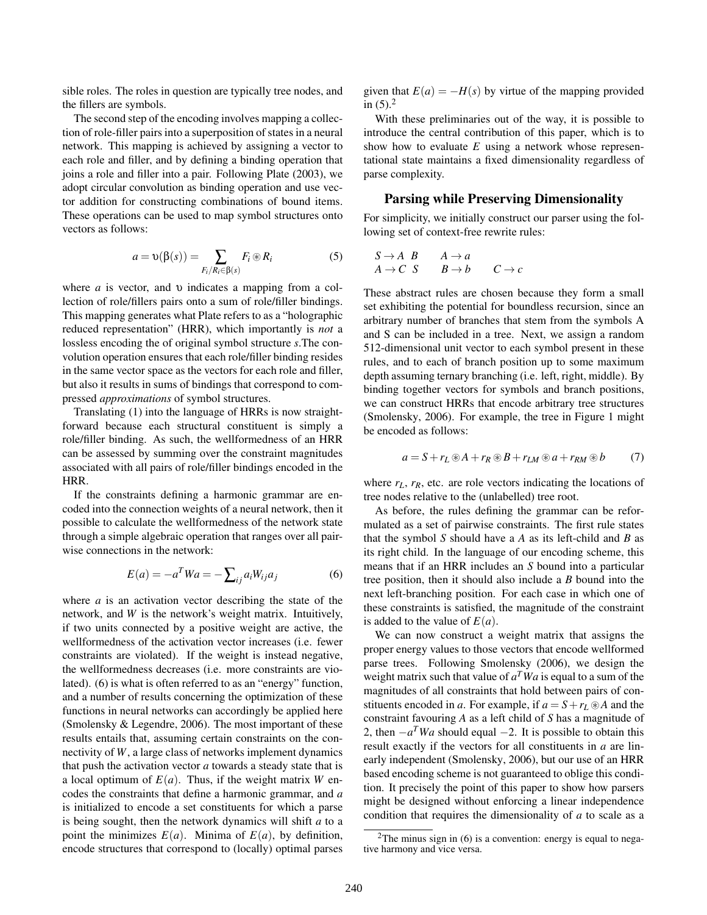sible roles. The roles in question are typically tree nodes, and the fillers are symbols.

The second step of the encoding involves mapping a collection of role-filler pairs into a superposition of states in a neural network. This mapping is achieved by assigning a vector to each role and filler, and by defining a binding operation that joins a role and filler into a pair. Following Plate (2003), we adopt circular convolution as binding operation and use vector addition for constructing combinations of bound items. These operations can be used to map symbol structures onto vectors as follows:

$$a = \upsilon(\beta(s)) = \sum_{F_i/R_i \in \beta(s)} F_i \circledast R_i \tag{5}$$

where $a$ is vector, and $\upsilon$ indicates a mapping from a collection of role/fillers pairs onto a sum of role/filler bindings. This mapping generates what Plate refers to as a "holographic reduced representation" (HRR), which importantly is *not* a lossless encoding the of original symbol structure $s$.The convolution operation ensures that each role/filler binding resides in the same vector space as the vectors for each role and filler, but also it results in sums of bindings that correspond to compressed *approximations* of symbol structures.

Translating (1) into the language of HRRs is now straightforward because each structural constituent is simply a role/filler binding. As such, the wellformedness of an HRR can be assessed by summing over the constraint magnitudes associated with all pairs of role/filler bindings encoded in the HRR.

If the constraints defining a harmonic grammar are encoded into the connection weights of a neural network, then it possible to calculate the wellformedness of the network state through a simple algebraic operation that ranges over all pairwise connections in the network:

$$E(a) = -a^T W a = -\sum_{ij} a_i W_{ij} a_j \tag{6}$$

where $a$ is an activation vector describing the state of the network, and $W$ is the network's weight matrix. Intuitively, if two units connected by a positive weight are active, the wellformedness of the activation vector increases (i.e. fewer constraints are violated). If the weight is instead negative, the wellformedness decreases (i.e. more constraints are violated). (6) is what is often referred to as an "energy" function, and a number of results concerning the optimization of these functions in neural networks can accordingly be applied here (Smolensky & Legendre, 2006). The most important of these results entails that, assuming certain constraints on the connectivity of $W$, a large class of networks implement dynamics that push the activation vector $a$ towards a steady state that is a local optimum of $E(a)$. Thus, if the weight matrix $W$ encodes the constraints that define a harmonic grammar, and $a$ is initialized to encode a set constituents for which a parse is being sought, then the network dynamics will shift $a$ to a point the minimizes $E(a)$. Minima of $E(a)$, by definition, encode structures that correspond to (locally) optimal parses given that $E(a) = -H(s)$ by virtue of the mapping provided in (5).[2]

With these preliminaries out of the way, it is possible to introduce the central contribution of this paper, which is to show how to evaluate $E$ using a network whose representational state maintains a fixed dimensionality regardless of parse complexity.

## Parsing while Preserving Dimensionality

For simplicity, we initially construct our parser using the following set of context-free rewrite rules:

$S \rightarrow A\ B \qquad A \rightarrow a$
$A \rightarrow C\ S \qquad B \rightarrow b \qquad C \rightarrow c$

These abstract rules are chosen because they form a small set exhibiting the potential for boundless recursion, since an arbitrary number of branches that stem from the symbols A and S can be included in a tree. Next, we assign a random 512-dimensional unit vector to each symbol present in these rules, and to each of branch position up to some maximum depth assuming ternary branching (i.e. left, right, middle). By binding together vectors for symbols and branch positions, we can construct HRRs that encode arbitrary tree structures (Smolensky, 2006). For example, the tree in Figure 1 might be encoded as follows:

$$a = S + r_L \circledast A + r_R \circledast B + r_{LM} \circledast a + r_{RM} \circledast b \tag{7}$$

where $r_L$, $r_R$, etc. are role vectors indicating the locations of tree nodes relative to the (unlabelled) tree root.

As before, the rules defining the grammar can be reformulated as a set of pairwise constraints. The first rule states that the symbol $S$ should have a $A$ as its left-child and $B$ as its right child. In the language of our encoding scheme, this means that if an HRR includes an $S$ bound into a particular tree position, then it should also include a $B$ bound into the next left-branching position. For each case in which one of these constraints is satisfied, the magnitude of the constraint is added to the value of $E(a)$.

We can now construct a weight matrix that assigns the proper energy values to those vectors that encode wellformed parse trees. Following Smolensky (2006), we design the weight matrix such that value of $a^T W a$ is equal to a sum of the magnitudes of all constraints that hold between pairs of constituents encoded in $a$. For example, if $a = S + r_L \circledast A$ and the constraint favouring $A$ as a left child of $S$ has a magnitude of 2, then $-a^T W a$ should equal $-2$. It is possible to obtain this result exactly if the vectors for all constituents in $a$ are linearly independent (Smolensky, 2006), but our use of an HRR based encoding scheme is not guaranteed to oblige this condition. It precisely the point of this paper to show how parsers might be designed without enforcing a linear independence condition that requires the dimensionality of $a$ to scale as a

[2] The minus sign in (6) is a convention: energy is equal to negative harmony and vice versa.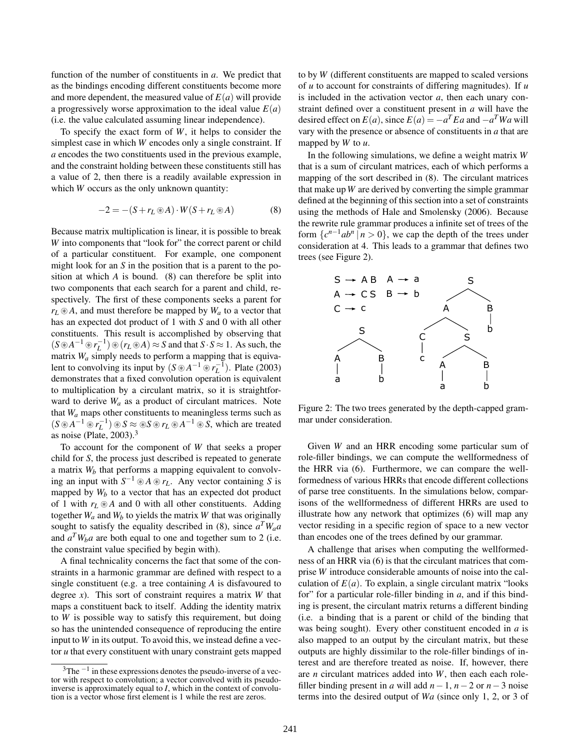function of the number of constituents in $a$. We predict that as the bindings encoding different constituents become more and more dependent, the measured value of $E(a)$ will provide a progressively worse approximation to the ideal value $E(a)$ (i.e. the value calculated assuming linear independence).

To specify the exact form of $W$, it helps to consider the simplest case in which $W$ encodes only a single constraint. If $a$ encodes the two constituents used in the previous example, and the constraint holding between these constituents still has a value of 2, then there is a readily available expression in which $W$ occurs as the only unknown quantity:

$$-2 = -(S + r_L \circledast A) \cdot W(S + r_L \circledast A) \quad (8)$$

Because matrix multiplication is linear, it is possible to break $W$ into components that "look for" the correct parent or child of a particular constituent. For example, one component might look for an $S$ in the position that is a parent to the position at which $A$ is bound. (8) can therefore be split into two components that each search for a parent and child, respectively. The first of these components seeks a parent for $r_L \circledast A$, and must therefore be mapped by $W_a$ to a vector that has an expected dot product of 1 with $S$ and 0 with all other constituents. This result is accomplished by observing that $(S \circledast A^{-1} \circledast r_L^{-1}) \circledast (r_L \circledast A) \approx S$ and that $S \cdot S \approx 1$. As such, the matrix $W_a$ simply needs to perform a mapping that is equivalent to convolving its input by $(S \circledast A^{-1} \circledast r_L^{-1})$. Plate (2003) demonstrates that a fixed convolution operation is equivalent to multiplication by a circulant matrix, so it is straightforward to derive $W_a$ as a product of circulant matrices. Note that $W_a$ maps other constituents to meaningless terms such as $(S \circledast A^{-1} \circledast r_L^{-1}) \circledast S \approx \circledast S \circledast r_L \circledast A^{-1} \circledast S$, which are treated as noise (Plate, 2003).[3]

To account for the component of $W$ that seeks a proper child for $S$, the process just described is repeated to generate a matrix $W_b$ that performs a mapping equivalent to convolving an input with $S^{-1} \circledast A \circledast r_L$. Any vector containing $S$ is mapped by $W_b$ to a vector that has an expected dot product of 1 with $r_L \circledast A$ and 0 with all other constituents. Adding together $W_a$ and $W_b$ to yields the matrix $W$ that was originally sought to satisfy the equality described in (8), since $a^T W_a a$ and $a^T W_b a$ are both equal to one and together sum to 2 (i.e. the constraint value specified by begin with).

A final technicality concerns the fact that some of the constraints in a harmonic grammar are defined with respect to a single constituent (e.g. a tree containing $A$ is disfavoured to degree $x$). This sort of constraint requires a matrix $W$ that maps a constituent back to itself. Adding the identity matrix to $W$ is possible way to satisfy this requirement, but doing so has the unintended consequence of reproducing the entire input to $W$ in its output. To avoid this, we instead define a vector $u$ that every constituent with unary constraint gets mapped to by $W$ (different constituents are mapped to scaled versions of $u$ to account for constraints of differing magnitudes). If $u$ is included in the activation vector $a$, then each unary constraint defined over a constituent present in $a$ will have the desired effect on $E(a)$, since $E(a) = -a^T E a$ and $-a^T W a$ will vary with the presence or absence of constituents in $a$ that are mapped by $W$ to $u$.

In the following simulations, we define a weight matrix $W$ that is a sum of circulant matrices, each of which performs a mapping of the sort described in (8). The circulant matrices that make up $W$ are derived by converting the simple grammar defined at the beginning of this section into a set of constraints using the methods of Hale and Smolensky (2006). Because the rewrite rule grammar produces a infinite set of trees of the form $\{c^{n-1}ab^n \mid n > 0\}$, we cap the depth of the trees under consideration at 4. This leads to a grammar that defines two trees (see Figure 2).

S → A B  A → a
A → C S  B → b
C → c

Figure 2: The two trees generated by the depth-capped grammar under consideration.

Given $W$ and an HRR encoding some particular sum of role-filler bindings, we can compute the wellformedness of the HRR via (6). Furthermore, we can compare the wellformedness of various HRRs that encode different collections of parse tree constituents. In the simulations below, comparisons of the wellformedness of different HRRs are used to illustrate how any network that optimizes (6) will map any vector residing in a specific region of space to a new vector than encodes one of the trees defined by our grammar.

A challenge that arises when computing the wellformedness of an HRR via (6) is that the circulant matrices that comprise $W$ introduce considerable amounts of noise into the calculation of $E(a)$. To explain, a single circulant matrix "looks for" for a particular role-filler binding in $a$, and if this binding is present, the circulant matrix returns a different binding (i.e. a binding that is a parent or child of the binding that was being sought). Every other constituent encoded in $a$ is also mapped to an output by the circulant matrix, but these outputs are highly dissimilar to the role-filler bindings of interest and are therefore treated as noise. If, however, there are $n$ circulant matrices added into $W$, then each each role-filler binding present in $a$ will add $n-1$, $n-2$ or $n-3$ noise terms into the desired output of $Wa$ (since only 1, 2, or 3 of

[3] The $^{-1}$ in these expressions denotes the pseudo-inverse of a vector with respect to convolution; a vector convolved with its pseudo-inverse is approximately equal to $I$, which in the context of convolution is a vector whose first element is 1 while the rest are zeros.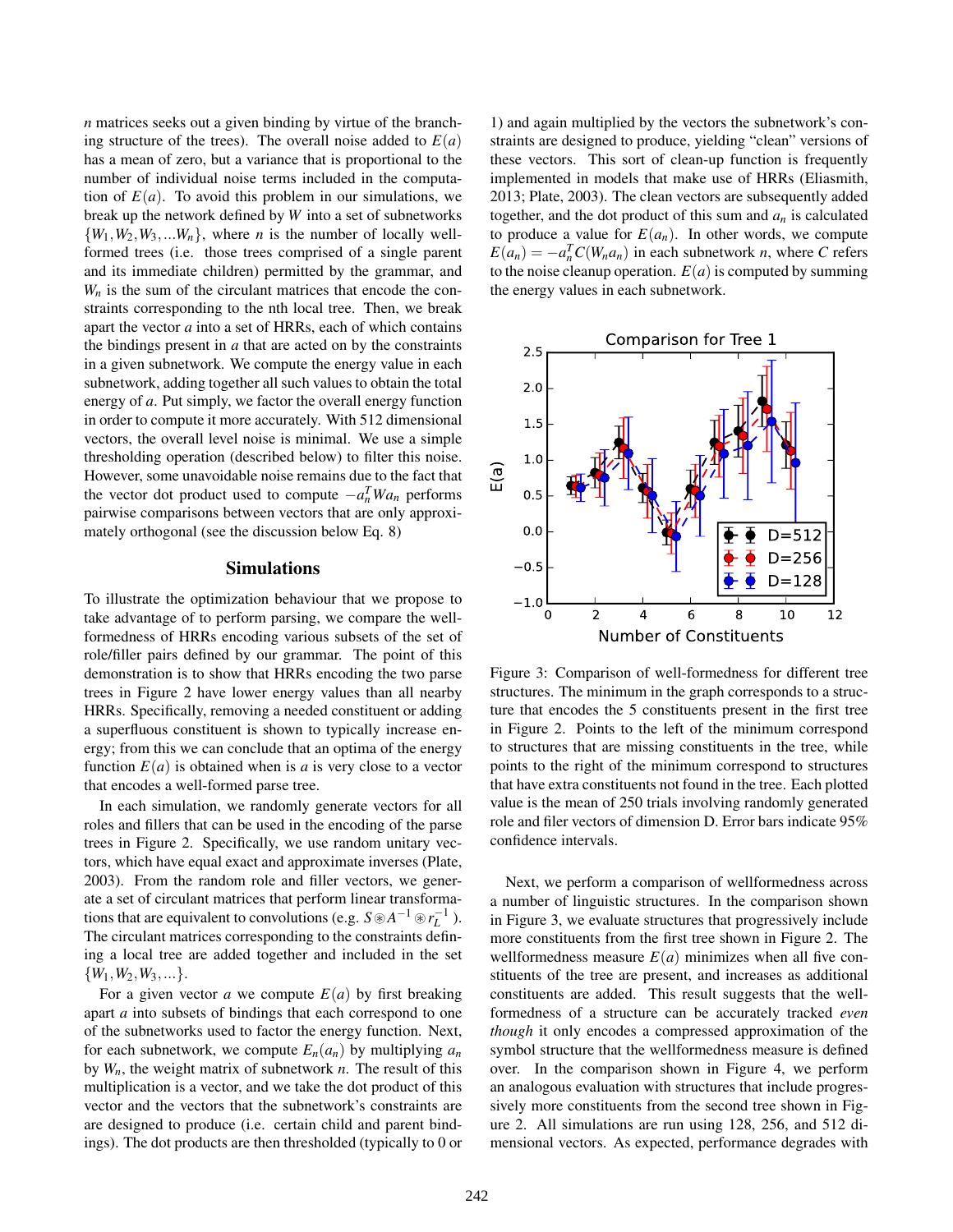$n$ matrices seeks out a given binding by virtue of the branching structure of the trees). The overall noise added to $E(a)$ has a mean of zero, but a variance that is proportional to the number of individual noise terms included in the computation of $E(a)$. To avoid this problem in our simulations, we break up the network defined by $W$ into a set of subnetworks $\{W_1, W_2, W_3, ...W_n\}$, where $n$ is the number of locally well-formed trees (i.e. those trees comprised of a single parent and its immediate children) permitted by the grammar, and $W_n$ is the sum of the circulant matrices that encode the constraints corresponding to the nth local tree. Then, we break apart the vector $a$ into a set of HRRs, each of which contains the bindings present in $a$ that are acted on by the constraints in a given subnetwork. We compute the energy value in each subnetwork, adding together all such values to obtain the total energy of $a$. Put simply, we factor the overall energy function in order to compute it more accurately. With 512 dimensional vectors, the overall level noise is minimal. We use a simple thresholding operation (described below) to filter this noise. However, some unavoidable noise remains due to the fact that the vector dot product used to compute $-a_n^T W a_n$ performs pairwise comparisons between vectors that are only approximately orthogonal (see the discussion below Eq. 8)

## Simulations

To illustrate the optimization behaviour that we propose to take advantage of to perform parsing, we compare the well-formedness of HRRs encoding various subsets of the set of role/filler pairs defined by our grammar. The point of this demonstration is to show that HRRs encoding the two parse trees in Figure 2 have lower energy values than all nearby HRRs. Specifically, removing a needed constituent or adding a superfluous constituent is shown to typically increase energy; from this we can conclude that an optima of the energy function $E(a)$ is obtained when is $a$ is very close to a vector that encodes a well-formed parse tree.

In each simulation, we randomly generate vectors for all roles and fillers that can be used in the encoding of the parse trees in Figure 2. Specifically, we use random unitary vectors, which have equal exact and approximate inverses (Plate, 2003). From the random role and filler vectors, we generate a set of circulant matrices that perform linear transformations that are equivalent to convolutions (e.g. $S \circledast A^{-1} \circledast r_L^{-1}$ ). The circulant matrices corresponding to the constraints defining a local tree are added together and included in the set $\{W_1, W_2, W_3, ...\}$.

For a given vector $a$ we compute $E(a)$ by first breaking apart $a$ into subsets of bindings that each correspond to one of the subnetworks used to factor the energy function. Next, for each subnetwork, we compute $E_n(a_n)$ by multiplying $a_n$ by $W_n$, the weight matrix of subnetwork $n$. The result of this multiplication is a vector, and we take the dot product of this vector and the vectors that the subnetwork's constraints are are designed to produce (i.e. certain child and parent bindings). The dot products are then thresholded (typically to 0 or 1) and again multiplied by the vectors the subnetwork's constraints are designed to produce, yielding "clean" versions of these vectors. This sort of clean-up function is frequently implemented in models that make use of HRRs (Eliasmith, 2013; Plate, 2003). The clean vectors are subsequently added together, and the dot product of this sum and $a_n$ is calculated to produce a value for $E(a_n)$. In other words, we compute $E(a_n) = -a_n^T C(W_n a_n)$ in each subnetwork $n$, where $C$ refers to the noise cleanup operation. $E(a)$ is computed by summing the energy values in each subnetwork.

Figure 3: Comparison of well-formedness for different tree structures. The minimum in the graph corresponds to a structure that encodes the 5 constituents present in the first tree in Figure 2. Points to the left of the minimum correspond to structures that are missing constituents in the tree, while points to the right of the minimum correspond to structures that have extra constituents not found in the tree. Each plotted value is the mean of 250 trials involving randomly generated role and filer vectors of dimension D. Error bars indicate 95% confidence intervals.

Next, we perform a comparison of wellformedness across a number of linguistic structures. In the comparison shown in Figure 3, we evaluate structures that progressively include more constituents from the first tree shown in Figure 2. The wellformedness measure $E(a)$ minimizes when all five constituents of the tree are present, and increases as additional constituents are added. This result suggests that the wellformedness of a structure can be accurately tracked *even though* it only encodes a compressed approximation of the symbol structure that the wellformedness measure is defined over. In the comparison shown in Figure 4, we perform an analogous evaluation with structures that include progressively more constituents from the second tree shown in Figure 2. All simulations are run using 128, 256, and 512 dimensional vectors. As expected, performance degrades with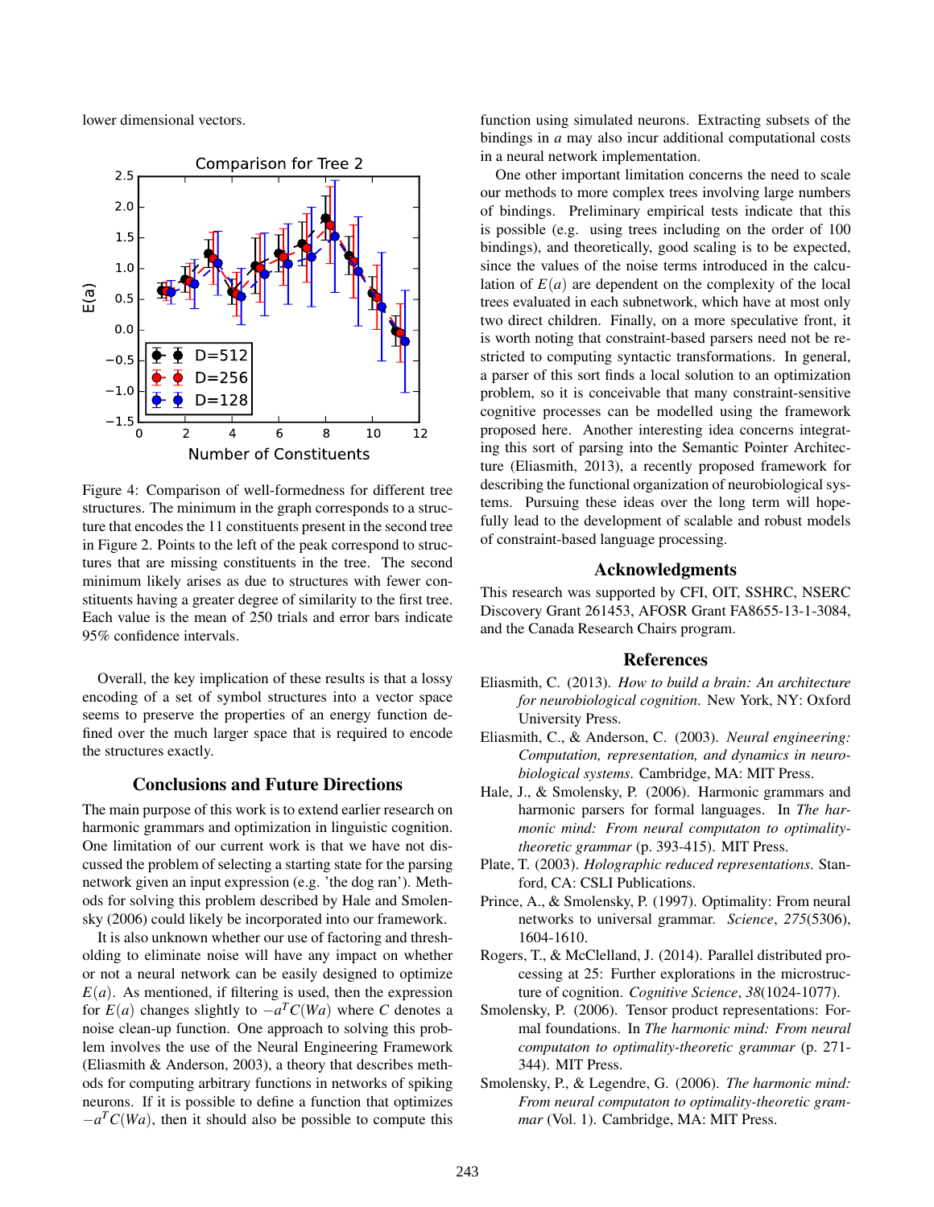lower dimensional vectors.

Comparison for Tree 2

E(a)

2.5
2.0
1.5
1.0
0.5
0.0
−0.5
−1.0
−1.5

0 2 4 6 8 10 12

Number of Constituents

D=512
D=256
D=128

Figure 4: Comparison of well-formedness for different tree structures. The minimum in the graph corresponds to a structure that encodes the 11 constituents present in the second tree in Figure 2. Points to the left of the peak correspond to structures that are missing constituents in the tree. The second minimum likely arises as due to structures with fewer constituents having a greater degree of similarity to the first tree. Each value is the mean of 250 trials and error bars indicate 95% confidence intervals.

Overall, the key implication of these results is that a lossy encoding of a set of symbol structures into a vector space seems to preserve the properties of an energy function defined over the much larger space that is required to encode the structures exactly.

## Conclusions and Future Directions

The main purpose of this work is to extend earlier research on harmonic grammars and optimization in linguistic cognition. One limitation of our current work is that we have not discussed the problem of selecting a starting state for the parsing network given an input expression (e.g. 'the dog ran'). Methods for solving this problem described by Hale and Smolensky (2006) could likely be incorporated into our framework.

It is also unknown whether our use of factoring and thresholding to eliminate noise will have any impact on whether or not a neural network can be easily designed to optimize $E(a)$. As mentioned, if filtering is used, then the expression for $E(a)$ changes slightly to $-a^T C(Wa)$ where $C$ denotes a noise clean-up function. One approach to solving this problem involves the use of the Neural Engineering Framework (Eliasmith & Anderson, 2003), a theory that describes methods for computing arbitrary functions in networks of spiking neurons. If it is possible to define a function that optimizes $-a^T C(Wa)$, then it should also be possible to compute this function using simulated neurons. Extracting subsets of the bindings in $a$ may also incur additional computational costs in a neural network implementation.

One other important limitation concerns the need to scale our methods to more complex trees involving large numbers of bindings. Preliminary empirical tests indicate that this is possible (e.g. using trees including on the order of 100 bindings), and theoretically, good scaling is to be expected, since the values of the noise terms introduced in the calculation of $E(a)$ are dependent on the complexity of the local trees evaluated in each subnetwork, which have at most only two direct children. Finally, on a more speculative front, it is worth noting that constraint-based parsers need not be restricted to computing syntactic transformations. In general, a parser of this sort finds a local solution to an optimization problem, so it is conceivable that many constraint-sensitive cognitive processes can be modelled using the framework proposed here. Another interesting idea concerns integrating this sort of parsing into the Semantic Pointer Architecture (Eliasmith, 2013), a recently proposed framework for describing the functional organization of neurobiological systems. Pursuing these ideas over the long term will hopefully lead to the development of scalable and robust models of constraint-based language processing.

## Acknowledgments

This research was supported by CFI, OIT, SSHRC, NSERC Discovery Grant 261453, AFOSR Grant FA8655-13-1-3084, and the Canada Research Chairs program.

## References

Eliasmith, C. (2013). *How to build a brain: An architecture for neurobiological cognition*. New York, NY: Oxford University Press.

Eliasmith, C., & Anderson, C. (2003). *Neural engineering: Computation, representation, and dynamics in neurobiological systems*. Cambridge, MA: MIT Press.

Hale, J., & Smolensky, P. (2006). Harmonic grammars and harmonic parsers for formal languages. In *The harmonic mind: From neural computaton to optimality-theoretic grammar* (p. 393-415). MIT Press.

Plate, T. (2003). *Holographic reduced representations*. Stanford, CA: CSLI Publications.

Prince, A., & Smolensky, P. (1997). Optimality: From neural networks to universal grammar. *Science*, *275*(5306), 1604-1610.

Rogers, T., & McClelland, J. (2014). Parallel distributed processing at 25: Further explorations in the microstructure of cognition. *Cognitive Science*, *38*(1024-1077).

Smolensky, P. (2006). Tensor product representations: Formal foundations. In *The harmonic mind: From neural computaton to optimality-theoretic grammar* (p. 271-344). MIT Press.

Smolensky, P., & Legendre, G. (2006). *The harmonic mind: From neural computaton to optimality-theoretic grammar* (Vol. 1). Cambridge, MA: MIT Press.